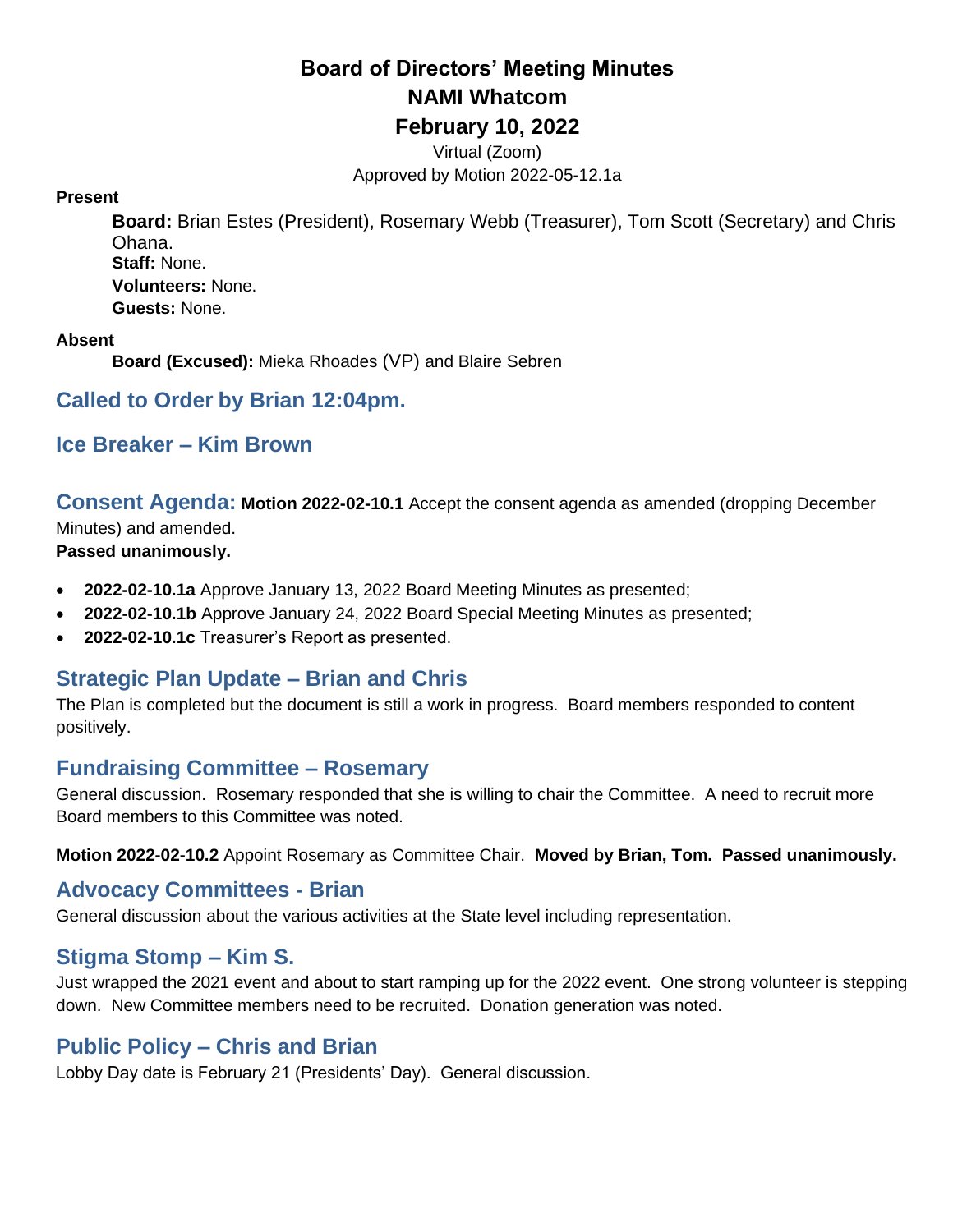# Board of Directors' Meeting Minutes
# NAMI Whatcom
# February 10, 2022

Virtual (Zoom)

Approved by Motion 2022-05-12.1a

**Present**

**Board:** Brian Estes (President), Rosemary Webb (Treasurer), Tom Scott (Secretary) and Chris Ohana.
**Staff:** None.
**Volunteers:** None.
**Guests:** None.

**Absent**

**Board (Excused):** Mieka Rhoades (VP) and Blaire Sebren

## Called to Order by Brian 12:04pm.

## Ice Breaker – Kim Brown

## Consent Agenda: 

**Motion 2022-02-10.1** Accept the consent agenda as amended (dropping December Minutes) and amended.
**Passed unanimously.**

- **2022-02-10.1a** Approve January 13, 2022 Board Meeting Minutes as presented;
- **2022-02-10.1b** Approve January 24, 2022 Board Special Meeting Minutes as presented;
- **2022-02-10.1c** Treasurer's Report as presented.

## Strategic Plan Update – Brian and Chris

The Plan is completed but the document is still a work in progress. Board members responded to content positively.

## Fundraising Committee – Rosemary

General discussion. Rosemary responded that she is willing to chair the Committee. A need to recruit more Board members to this Committee was noted.

**Motion 2022-02-10.2** Appoint Rosemary as Committee Chair. **Moved by Brian, Tom. Passed unanimously.**

## Advocacy Committees - Brian

General discussion about the various activities at the State level including representation.

## Stigma Stomp – Kim S.

Just wrapped the 2021 event and about to start ramping up for the 2022 event. One strong volunteer is stepping down. New Committee members need to be recruited. Donation generation was noted.

## Public Policy – Chris and Brian

Lobby Day date is February 21 (Presidents' Day). General discussion.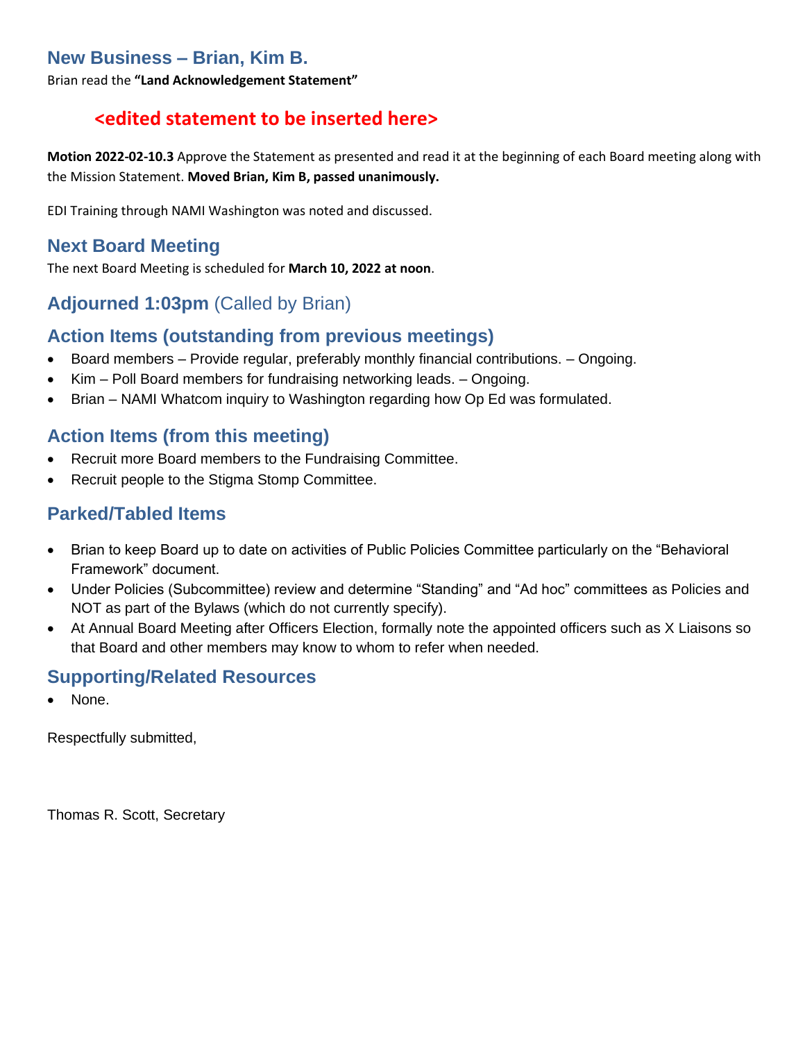## New Business – Brian, Kim B.

Brian read the **"Land Acknowledgement Statement"**

**<edited statement to be inserted here>**

**Motion 2022-02-10.3** Approve the Statement as presented and read it at the beginning of each Board meeting along with the Mission Statement. **Moved Brian, Kim B, passed unanimously.**

EDI Training through NAMI Washington was noted and discussed.

## Next Board Meeting

The next Board Meeting is scheduled for **March 10, 2022 at noon**.

## Adjourned 1:03pm (Called by Brian)

## Action Items (outstanding from previous meetings)

- Board members – Provide regular, preferably monthly financial contributions. – Ongoing.
- Kim – Poll Board members for fundraising networking leads. – Ongoing.
- Brian – NAMI Whatcom inquiry to Washington regarding how Op Ed was formulated.

## Action Items (from this meeting)

- Recruit more Board members to the Fundraising Committee.
- Recruit people to the Stigma Stomp Committee.

## Parked/Tabled Items

- Brian to keep Board up to date on activities of Public Policies Committee particularly on the "Behavioral Framework" document.
- Under Policies (Subcommittee) review and determine "Standing" and "Ad hoc" committees as Policies and NOT as part of the Bylaws (which do not currently specify).
- At Annual Board Meeting after Officers Election, formally note the appointed officers such as X Liaisons so that Board and other members may know to whom to refer when needed.

## Supporting/Related Resources

- None.

Respectfully submitted,

Thomas R. Scott, Secretary